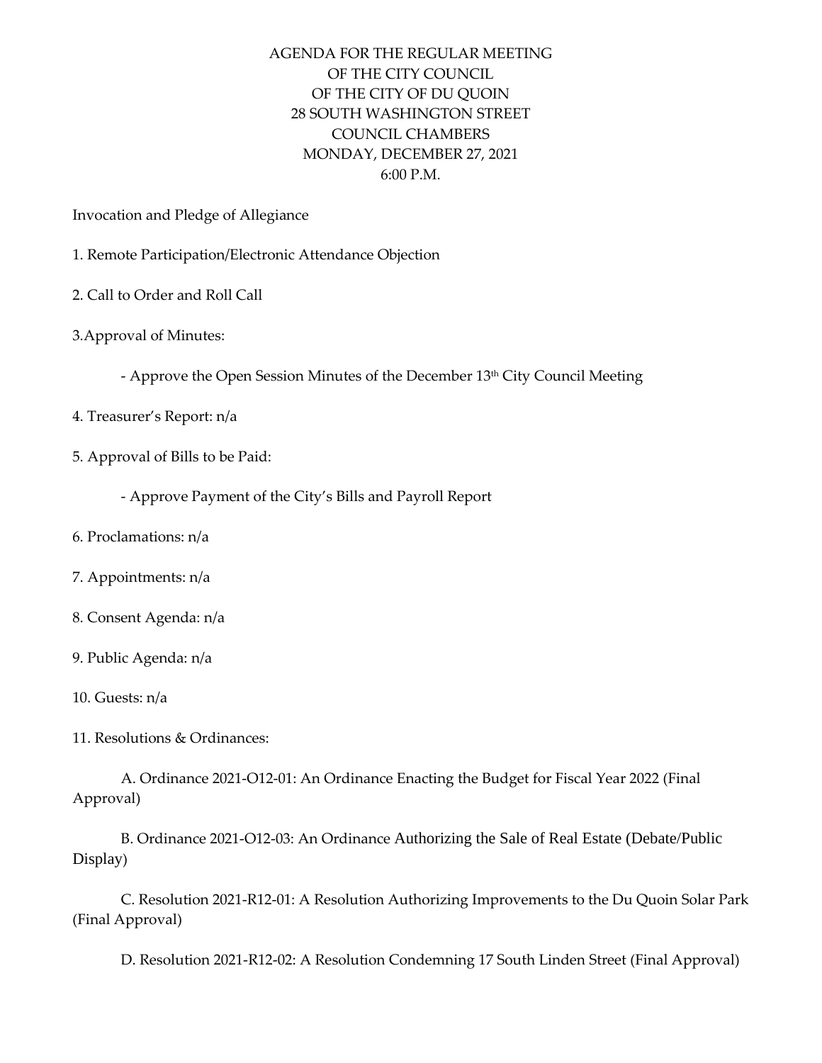# AGENDA FOR THE REGULAR MEETING
# OF THE CITY COUNCIL
# OF THE CITY OF DU QUOIN
# 28 SOUTH WASHINGTON STREET
# COUNCIL CHAMBERS
# MONDAY, DECEMBER 27, 2021
# 6:00 P.M.

Invocation and Pledge of Allegiance

1. Remote Participation/Electronic Attendance Objection

2. Call to Order and Roll Call

3.Approval of Minutes:

    - Approve the Open Session Minutes of the December 13th City Council Meeting

4. Treasurer's Report: n/a

5. Approval of Bills to be Paid:

    - Approve Payment of the City's Bills and Payroll Report

6. Proclamations: n/a

7. Appointments: n/a

8. Consent Agenda: n/a

9. Public Agenda: n/a

10. Guests: n/a

11. Resolutions & Ordinances:

    A. Ordinance 2021-O12-01: An Ordinance Enacting the Budget for Fiscal Year 2022 (Final Approval)

    B. Ordinance 2021-O12-03: An Ordinance Authorizing the Sale of Real Estate (Debate/Public Display)

    C. Resolution 2021-R12-01: A Resolution Authorizing Improvements to the Du Quoin Solar Park (Final Approval)

    D. Resolution 2021-R12-02: A Resolution Condemning 17 South Linden Street (Final Approval)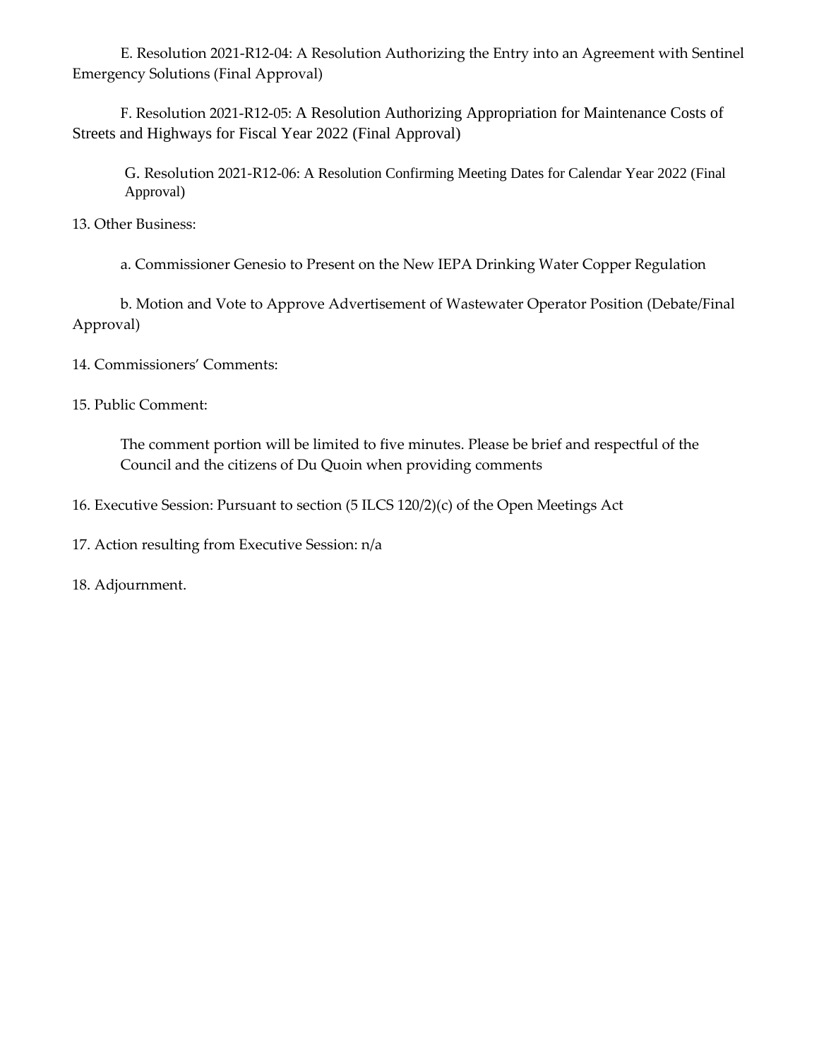E. Resolution 2021-R12-04: A Resolution Authorizing the Entry into an Agreement with Sentinel Emergency Solutions (Final Approval)

F. Resolution 2021-R12-05: A Resolution Authorizing Appropriation for Maintenance Costs of Streets and Highways for Fiscal Year 2022 (Final Approval)

G. Resolution 2021-R12-06: A Resolution Confirming Meeting Dates for Calendar Year 2022 (Final Approval)

13. Other Business:

a. Commissioner Genesio to Present on the New IEPA Drinking Water Copper Regulation

b. Motion and Vote to Approve Advertisement of Wastewater Operator Position (Debate/Final Approval)

14. Commissioners' Comments:

15. Public Comment:

The comment portion will be limited to five minutes. Please be brief and respectful of the Council and the citizens of Du Quoin when providing comments

16. Executive Session: Pursuant to section (5 ILCS 120/2)(c) of the Open Meetings Act

17. Action resulting from Executive Session: n/a

18. Adjournment.